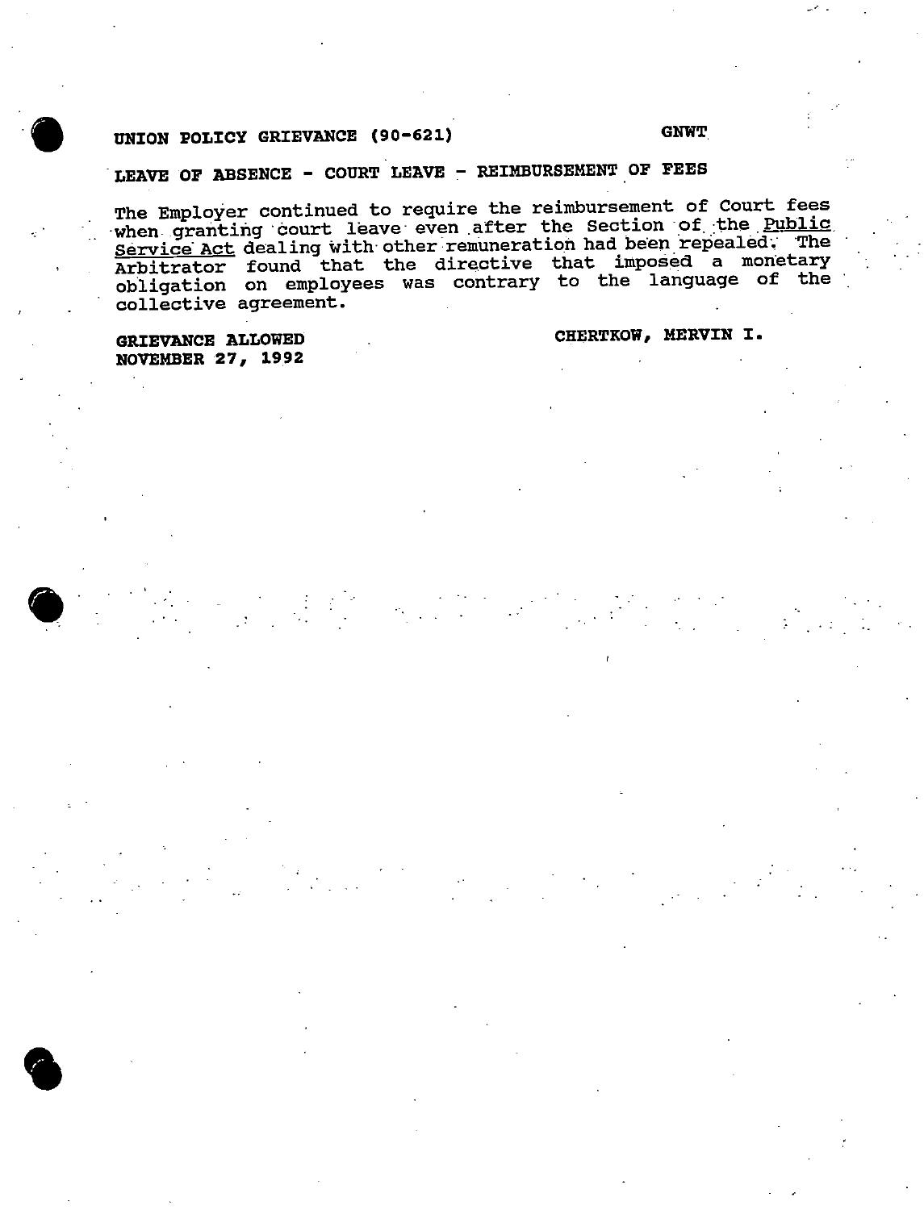**UNION POLICY GRIEVANCE (90-621)** **GNWT**

**LEAVE OF ABSENCE - COURT LEAVE - REIMBURSEMENT OF FEES**

The Employer continued to require the reimbursement of Court fees when granting court leave even after the Section of the Public Service Act dealing with other remuneration had been repealed. The Arbitrator found that the directive that imposed a monetary obligation on employees was contrary to the language of the collective agreement.

**GRIEVANCE ALLOWED**
**NOVEMBER 27, 1992**

**CHERTKOW, MERVIN I.**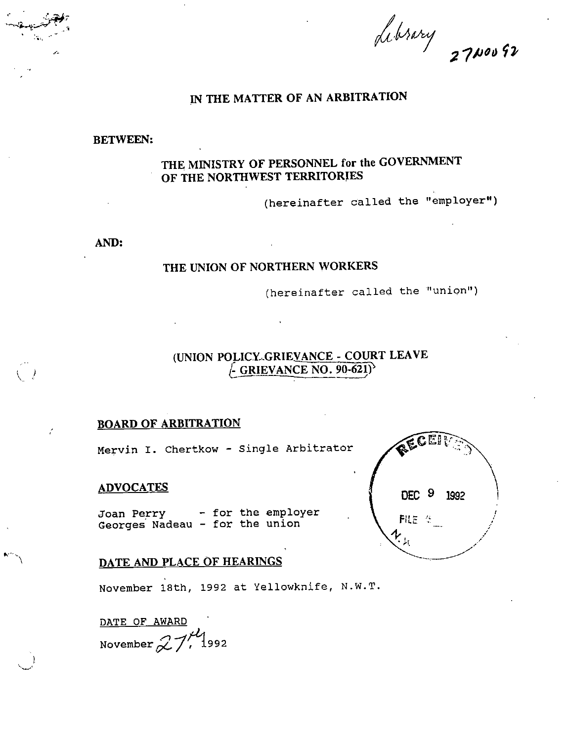Library 27NOV92

# IN THE MATTER OF AN ARBITRATION

**BETWEEN:**

**THE MINISTRY OF PERSONNEL for the GOVERNMENT OF THE NORTHWEST TERRITORIES**

(hereinafter called the "employer")

**AND:**

**THE UNION OF NORTHERN WORKERS**

(hereinafter called the "union")

**(UNION POLICY GRIEVANCE - COURT LEAVE - GRIEVANCE NO. 90-621)**

## BOARD OF ARBITRATION

Mervin I. Chertkow - Single Arbitrator

## ADVOCATES

Joan Perry - for the employer
Georges Nadeau - for the union

RECEIVED
DEC 9 1992
FILE #

## DATE AND PLACE OF HEARINGS

November 18th, 1992 at Yellowknife, N.W.T.

DATE OF AWARD

November 27th, 1992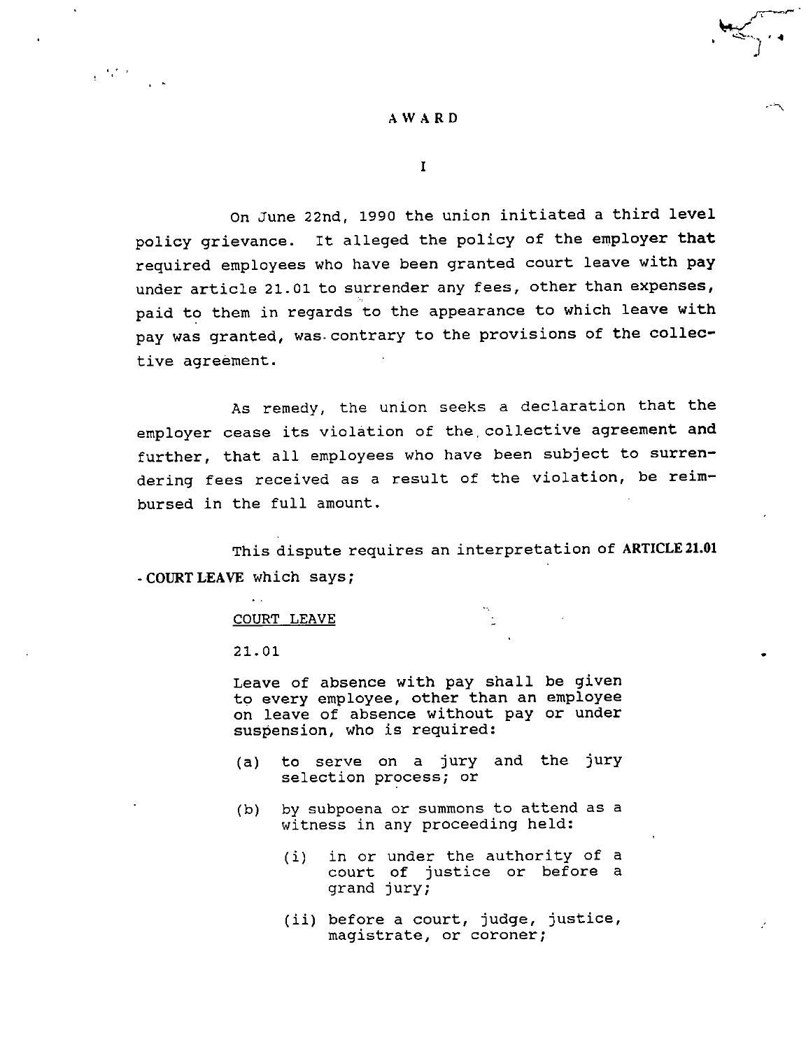# AWARD

## I

On June 22nd, 1990 the union initiated a third level policy grievance. It alleged the policy of the employer **that** required employees who have been granted court leave with **pay** under article 21.01 to surrender any fees, other than expenses, paid to them in regards to the appearance to which leave with pay was granted, was contrary to the provisions of the collective agreement.

As remedy, the union seeks a declaration that the employer cease its violation of the collective agreement **and** further, that all employees who have been subject to surrendering fees received as a result of the violation, be reimbursed in the full amount.

This dispute requires an interpretation of **ARTICLE 21.01 - COURT LEAVE** which says;

> COURT LEAVE
>
> 21.01
>
> Leave of absence with pay shall be given to every employee, other than an employee on leave of absence without pay or under suspension, who is required:
>
> (a) to serve on a jury and the jury selection process; or
>
> (b) by subpoena or summons to attend as a witness in any proceeding held:
>
> (i) in or under the authority of a court of justice or before a grand jury;
>
> (ii) before a court, judge, justice, magistrate, or coroner;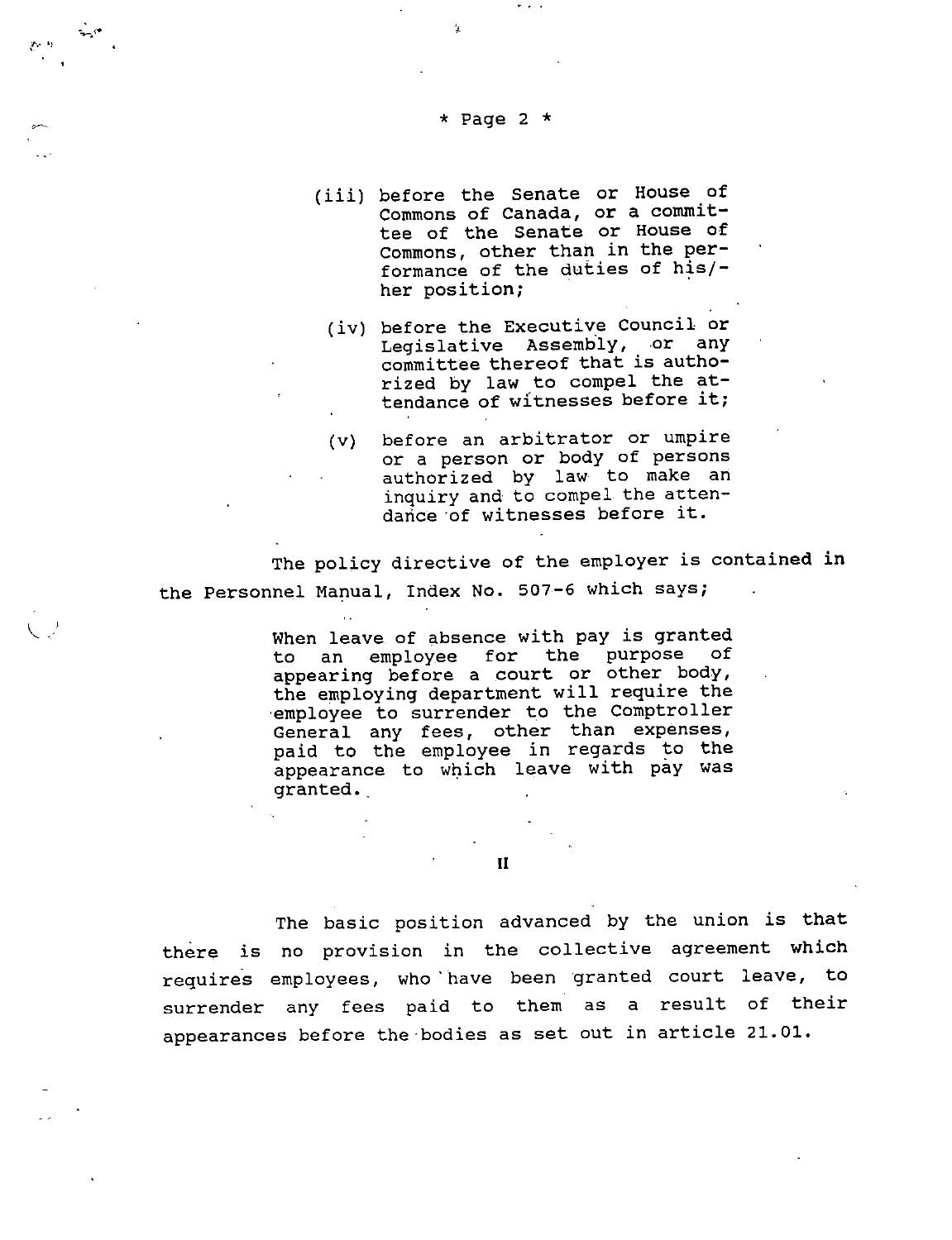(iii) before the Senate or House of Commons of Canada, or a committee of the Senate or House of Commons, other than in the performance of the duties of his/her position;

(iv) before the Executive Council or Legislative Assembly, or any committee thereof that is authorized by law to compel the attendance of witnesses before it;

(v) before an arbitrator or umpire or a person or body of persons authorized by law to make an inquiry and to compel the attendance of witnesses before it.

The policy directive of the employer is contained in the Personnel Manual, Index No. 507-6 which says;

> When leave of absence with pay is granted to an employee for the purpose of appearing before a court or other body, the employing department will require the employee to surrender to the Comptroller General any fees, other than expenses, paid to the employee in regards to the appearance to which leave with pay was granted.

II

The basic position advanced by the union is that there is no provision in the collective agreement which requires employees, who have been granted court leave, to surrender any fees paid to them as a result of their appearances before the bodies as set out in article 21.01.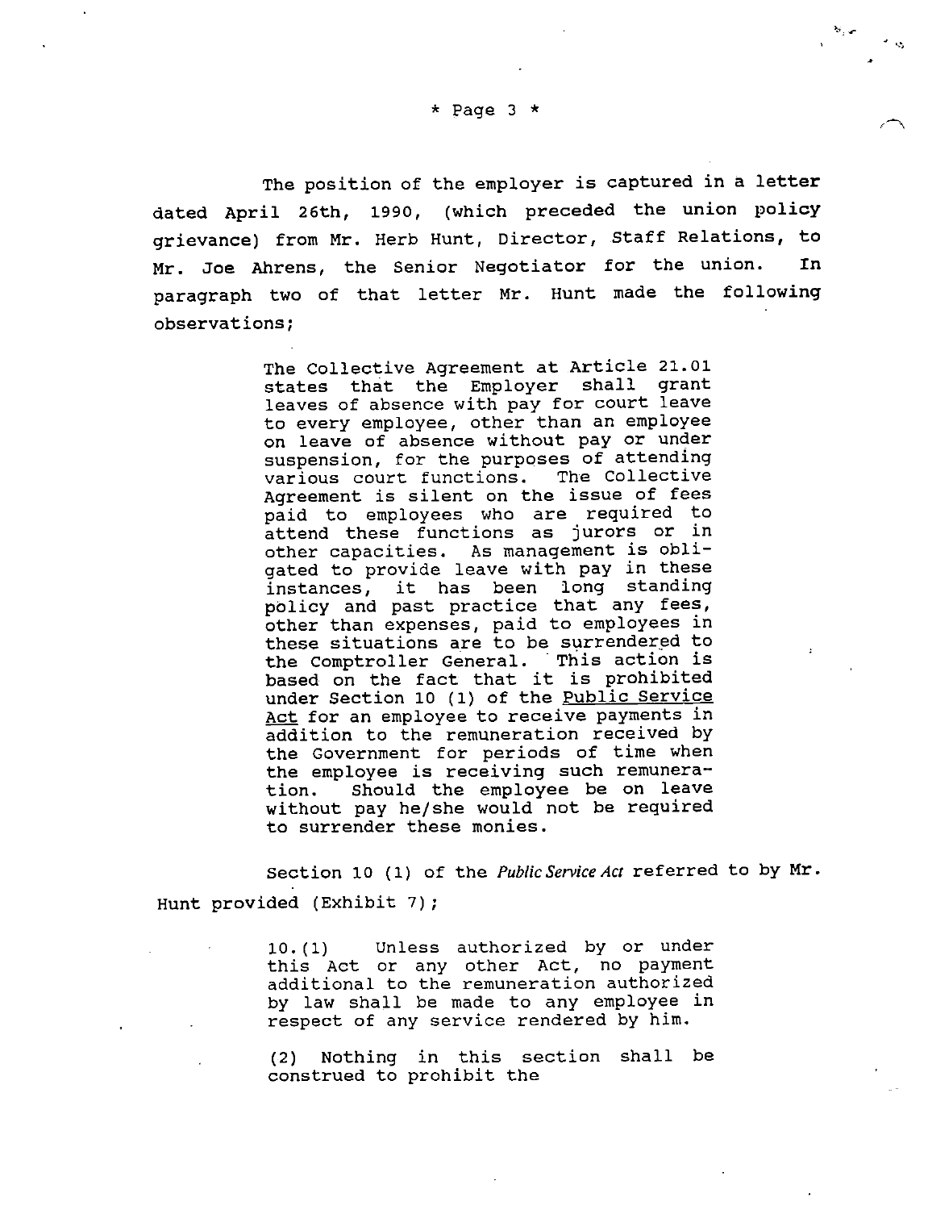The position of the employer is captured in a letter dated April 26th, 1990, (which preceded the union policy grievance) from Mr. Herb Hunt, Director, Staff Relations, to Mr. Joe Ahrens, the Senior Negotiator for the union. In paragraph two of that letter Mr. Hunt made the following observations;

> The Collective Agreement at Article 21.01 states that the Employer shall grant leaves of absence with pay for court leave to every employee, other than an employee on leave of absence without pay or under suspension, for the purposes of attending various court functions. The Collective Agreement is silent on the issue of fees paid to employees who are required to attend these functions as jurors or in other capacities. As management is obligated to provide leave with pay in these instances, it has been long standing policy and past practice that any fees, other than expenses, paid to employees in these situations are to be surrendered to the Comptroller General. This action is based on the fact that it is prohibited under Section 10 (1) of the Public Service Act for an employee to receive payments in addition to the remuneration received by the Government for periods of time when the employee is receiving such remuneration. Should the employee be on leave without pay he/she would not be required to surrender these monies.

Section 10 (1) of the *Public Service Act* referred to by Mr. Hunt provided (Exhibit 7);

> 10.(1) Unless authorized by or under this Act or any other Act, no payment additional to the remuneration authorized by law shall be made to any employee in respect of any service rendered by him.
>
> (2) Nothing in this section shall be construed to prohibit the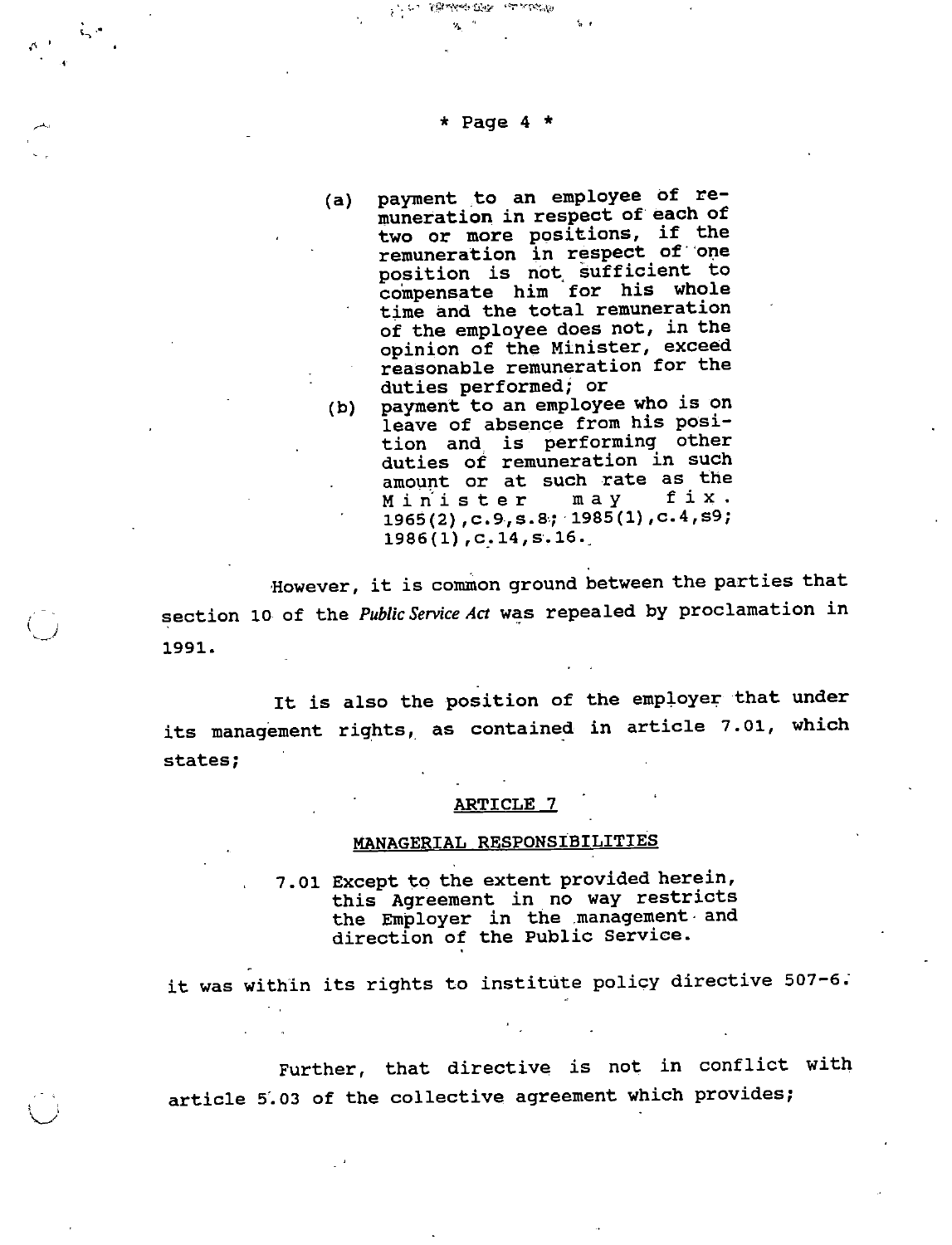(a) payment to an employee of remuneration in respect of each of two or more positions, if the remuneration in respect of one position is not sufficient to compensate him for his whole time and the total remuneration of the employee does not, in the opinion of the Minister, exceed reasonable remuneration for the duties performed; or

(b) payment to an employee who is on leave of absence from his position and is performing other duties of remuneration in such amount or at such rate as the Minister may fix. 1965(2),c.9,s.8; 1985(1),c.4,s9; 1986(1),c.14,s.16.

However, it is common ground between the parties that section 10 of the *Public Service Act* was repealed by proclamation in 1991.

It is also the position of the employer that under its management rights, as contained in article 7.01, which states;

ARTICLE 7

MANAGERIAL RESPONSIBILITIES

7.01 Except to the extent provided herein, this Agreement in no way restricts the Employer in the management and direction of the Public Service.

it was within its rights to institute policy directive 507-6.

Further, that directive is not in conflict with article 5.03 of the collective agreement which provides;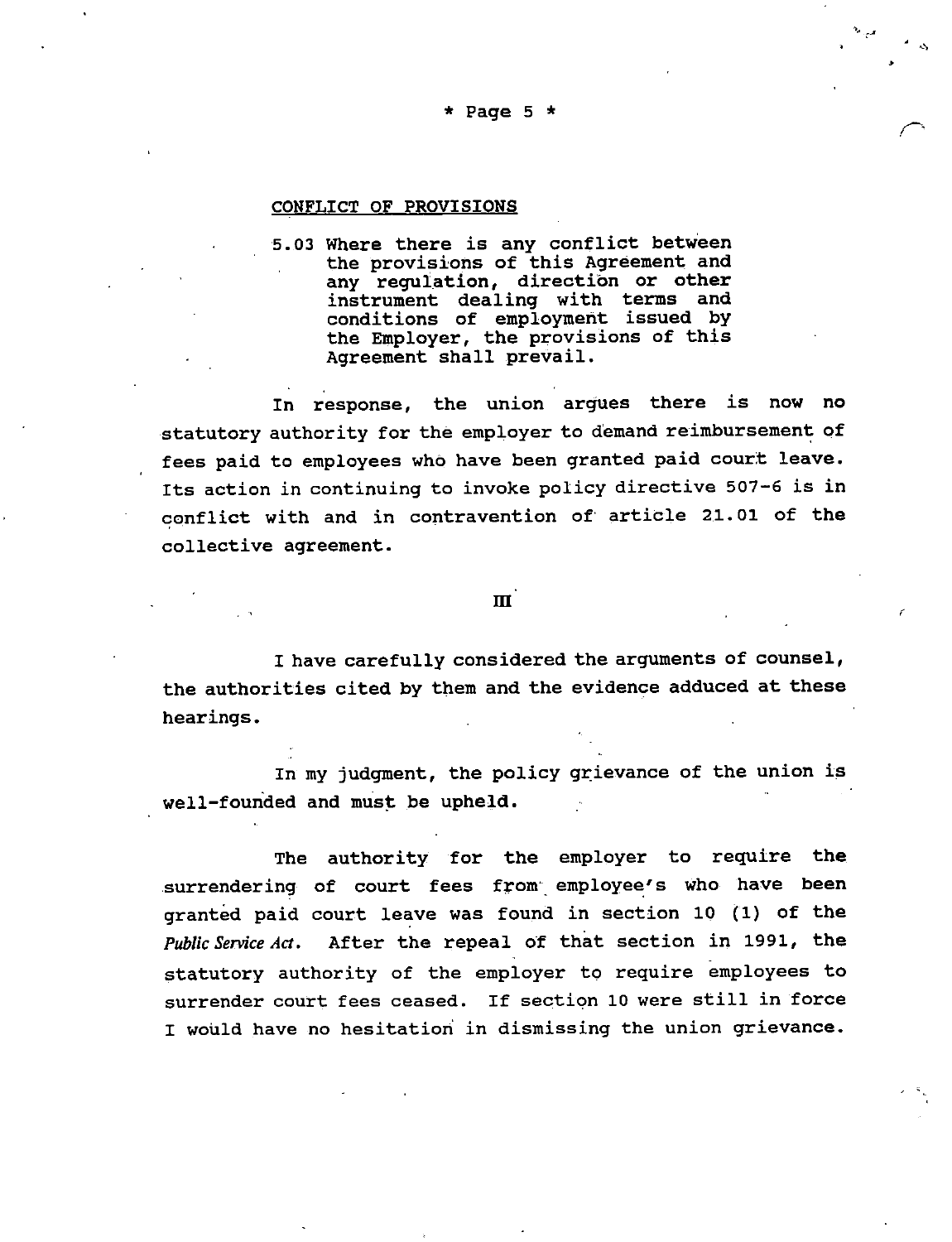CONFLICT OF PROVISIONS

> 5.03 Where there is any conflict between the provisions of this Agreement and any regulation, direction or other instrument dealing with terms and conditions of employment issued by the Employer, the provisions of this Agreement shall prevail.

In response, the union argues there is now no statutory authority for the employer to demand reimbursement of fees paid to employees who have been granted paid court leave. Its action in continuing to invoke policy directive 507-6 is in conflict with and in contravention of article 21.01 of the collective agreement.

III

I have carefully considered the arguments of counsel, the authorities cited by them and the evidence adduced at these hearings.

In my judgment, the policy grievance of the union is well-founded and must be upheld.

The authority for the employer to require the surrendering of court fees from employee's who have been granted paid court leave was found in section 10 (1) of the *Public Service Act*. After the repeal of that section in 1991, the statutory authority of the employer to require employees to surrender court fees ceased. If section 10 were still in force I would have no hesitation in dismissing the union grievance.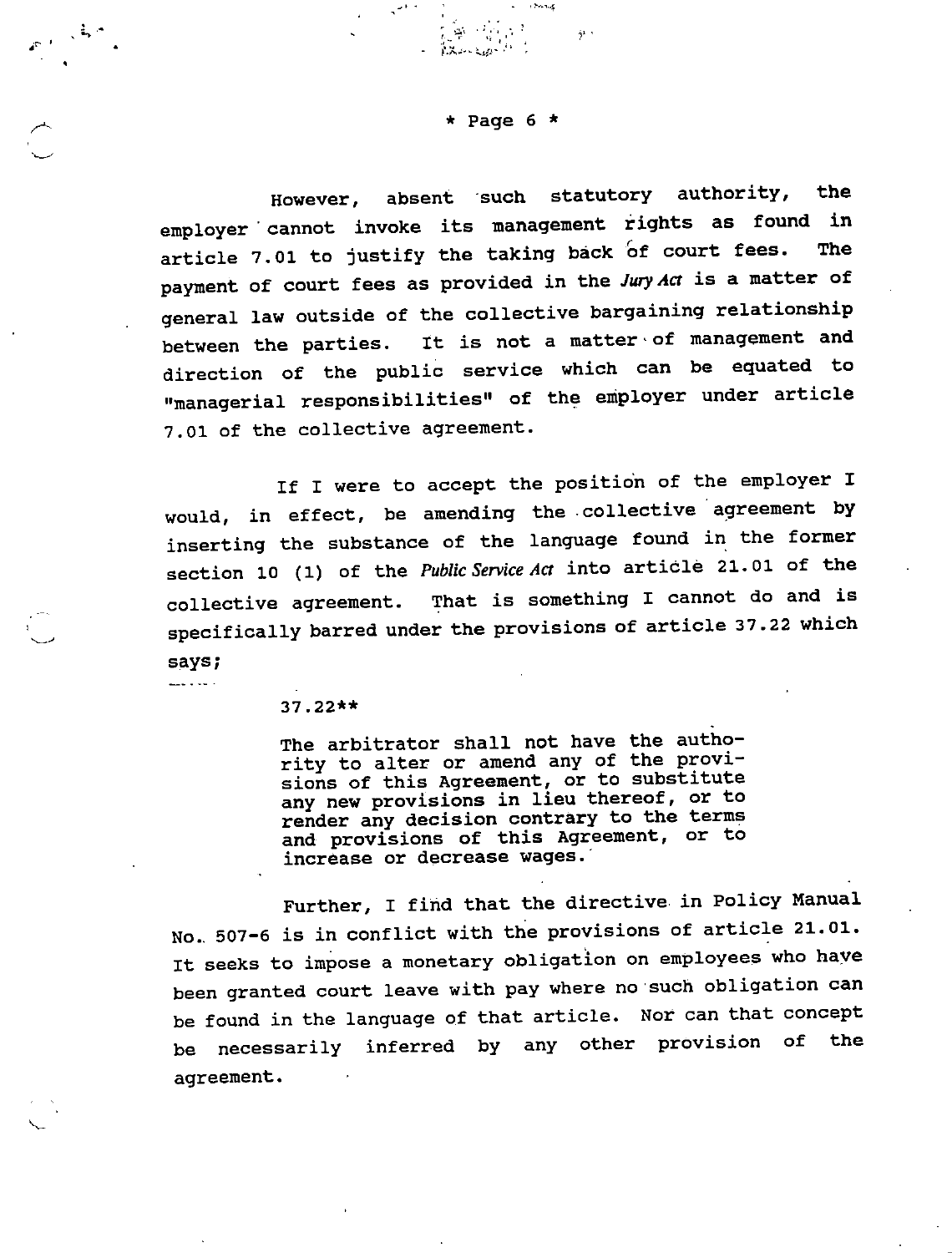However, absent such statutory authority, the employer cannot invoke its management rights as found in article 7.01 to justify the taking back of court fees. The payment of court fees as provided in the *Jury Act* is a matter of general law outside of the collective bargaining relationship between the parties. It is not a matter of management and direction of the public service which can be equated to "managerial responsibilities" of the employer under article 7.01 of the collective agreement.

If I were to accept the position of the employer I would, in effect, be amending the collective agreement by inserting the substance of the language found in the former section 10 (1) of the *Public Service Act* into article 21.01 of the collective agreement. That is something I cannot do and is specifically barred under the provisions of article 37.22 which says;

> 37.22**
>
> The arbitrator shall not have the authority to alter or amend any of the provisions of this Agreement, or to substitute any new provisions in lieu thereof, or to render any decision contrary to the terms and provisions of this Agreement, or to increase or decrease wages.

Further, I find that the directive in Policy Manual No. 507-6 is in conflict with the provisions of article 21.01. It seeks to impose a monetary obligation on employees who have been granted court leave with pay where no such obligation can be found in the language of that article. Nor can that concept be necessarily inferred by any other provision of the agreement.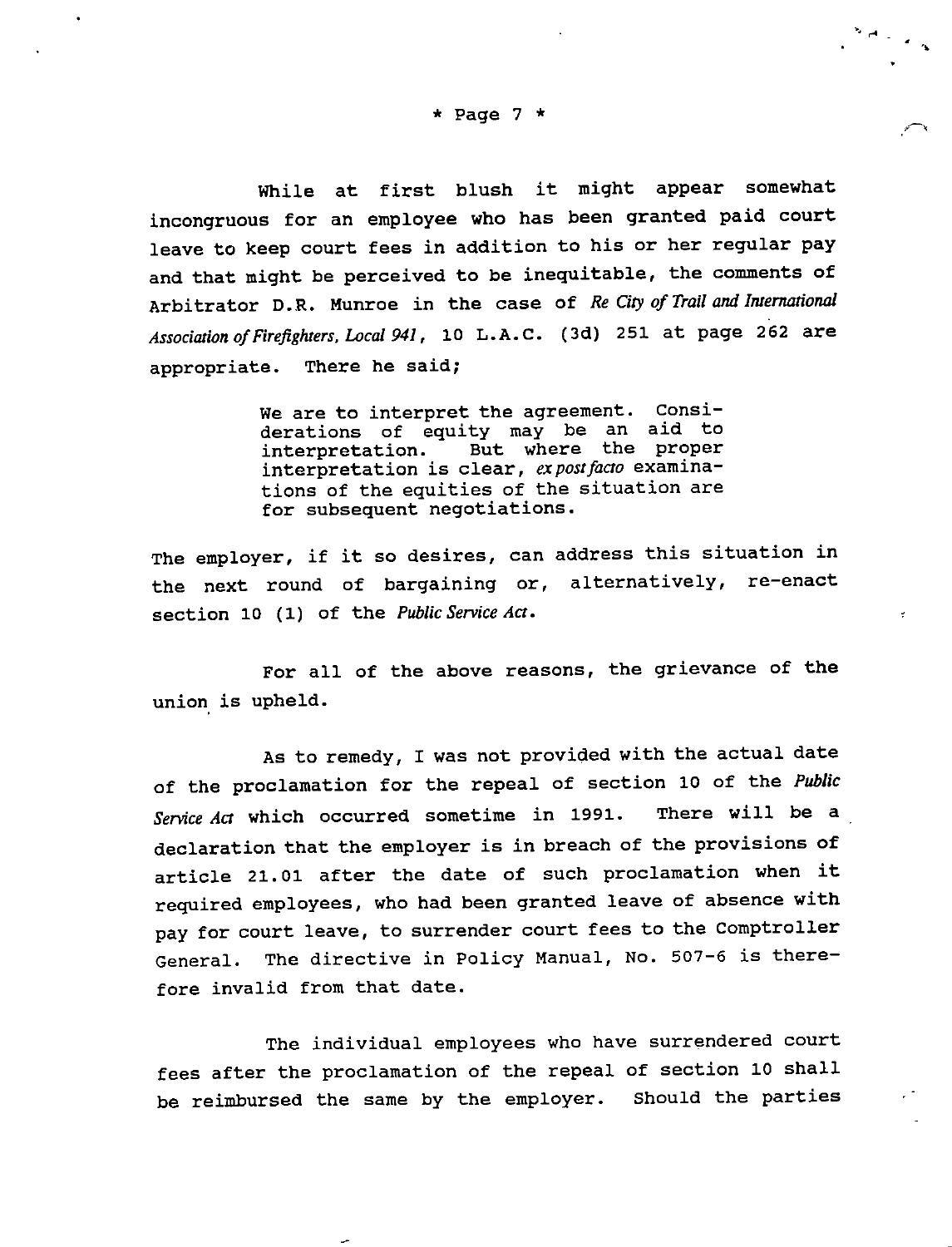While at first blush it might appear somewhat incongruous for an employee who has been granted paid court leave to keep court fees in addition to his or her regular pay and that might be perceived to be inequitable, the comments of Arbitrator D.R. Munroe in the case of *Re City of Trail and International Association of Firefighters, Local 941*, 10 L.A.C. (3d) 251 at page 262 are appropriate. There he said;

> We are to interpret the agreement. Considerations of equity may be an aid to interpretation. But where the proper interpretation is clear, *ex post facto* examinations of the equities of the situation are for subsequent negotiations.

The employer, if it so desires, can address this situation in the next round of bargaining or, alternatively, re-enact section 10 (1) of the *Public Service Act*.

For all of the above reasons, the grievance of the union is upheld.

As to remedy, I was not provided with the actual date of the proclamation for the repeal of section 10 of the *Public Service Act* which occurred sometime in 1991. There will be a declaration that the employer is in breach of the provisions of article 21.01 after the date of such proclamation when it required employees, who had been granted leave of absence with pay for court leave, to surrender court fees to the Comptroller General. The directive in Policy Manual, No. 507-6 is therefore invalid from that date.

The individual employees who have surrendered court fees after the proclamation of the repeal of section 10 shall be reimbursed the same by the employer. Should the parties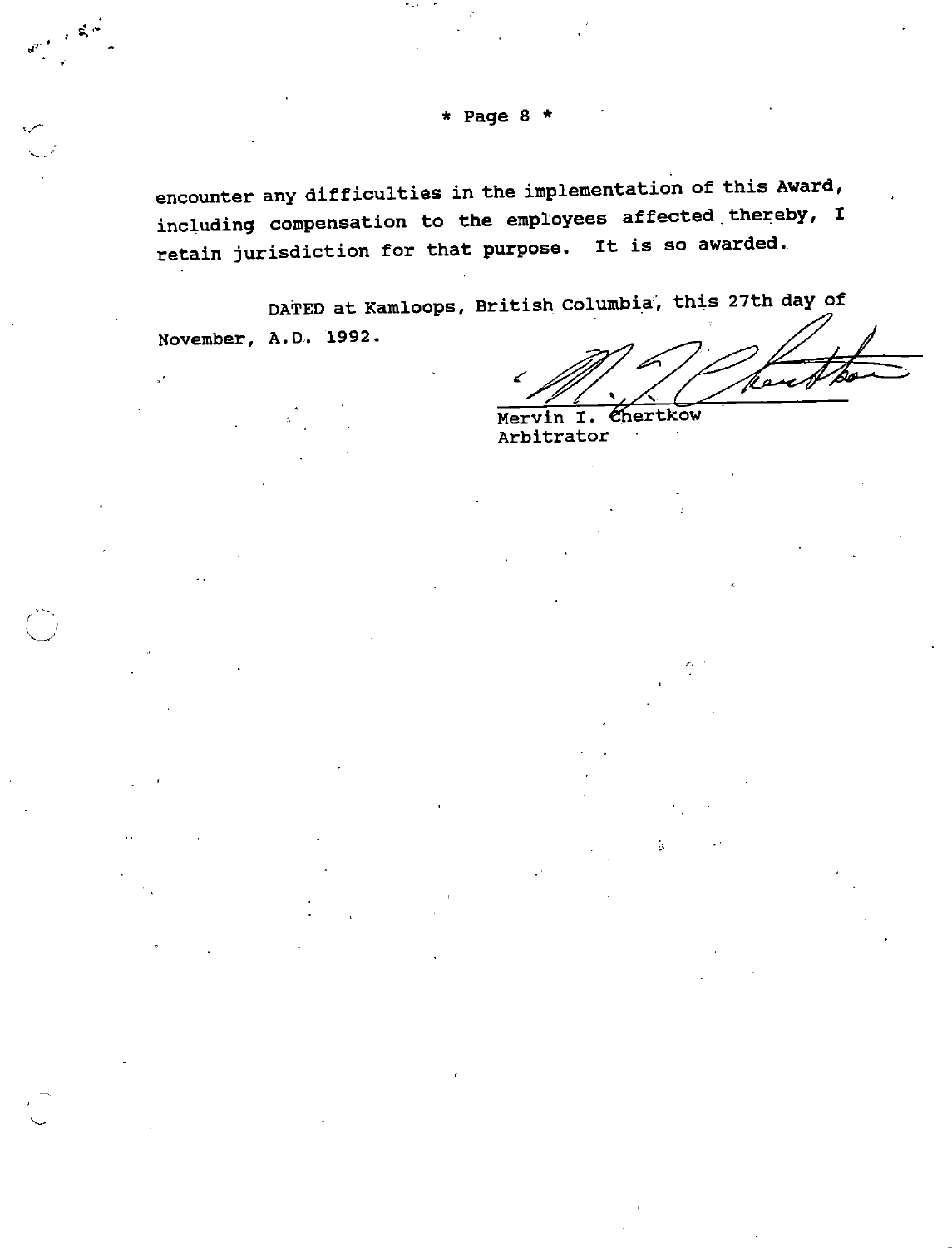encounter any difficulties in the implementation of this Award, including compensation to the employees affected thereby, I retain jurisdiction for that purpose. It is so awarded.

DATED at Kamloops, British Columbia, this 27th day of November, A.D. 1992.

Mervin I. Chertkow
Arbitrator